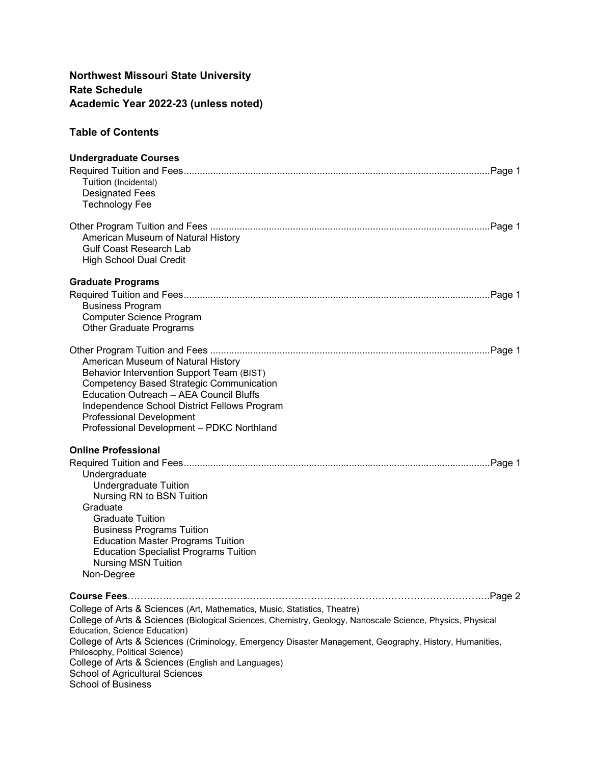**Northwest Missouri State University**
**Rate Schedule**
**Academic Year 2022-23 (unless noted)**

## Table of Contents

### Undergraduate Courses

Required Tuition and Fees....................Page 1
- Tuition (Incidental)
- Designated Fees
- Technology Fee

Other Program Tuition and Fees....................Page 1
- American Museum of Natural History
- Gulf Coast Research Lab
- High School Dual Credit

### Graduate Programs

Required Tuition and Fees....................Page 1
- Business Program
- Computer Science Program
- Other Graduate Programs

Other Program Tuition and Fees....................Page 1
- American Museum of Natural History
- Behavior Intervention Support Team (BIST)
- Competency Based Strategic Communication
- Education Outreach – AEA Council Bluffs
- Independence School District Fellows Program
- Professional Development
- Professional Development – PDKC Northland

### Online Professional

Required Tuition and Fees....................Page 1
- Undergraduate
  - Undergraduate Tuition
  - Nursing RN to BSN Tuition
- Graduate
  - Graduate Tuition
  - Business Programs Tuition
  - Education Master Programs Tuition
  - Education Specialist Programs Tuition
  - Nursing MSN Tuition
- Non-Degree

**Course Fees**....................Page 2

College of Arts & Sciences (Art, Mathematics, Music, Statistics, Theatre)
College of Arts & Sciences (Biological Sciences, Chemistry, Geology, Nanoscale Science, Physics, Physical Education, Science Education)
College of Arts & Sciences (Criminology, Emergency Disaster Management, Geography, History, Humanities, Philosophy, Political Science)
College of Arts & Sciences (English and Languages)
School of Agricultural Sciences
School of Business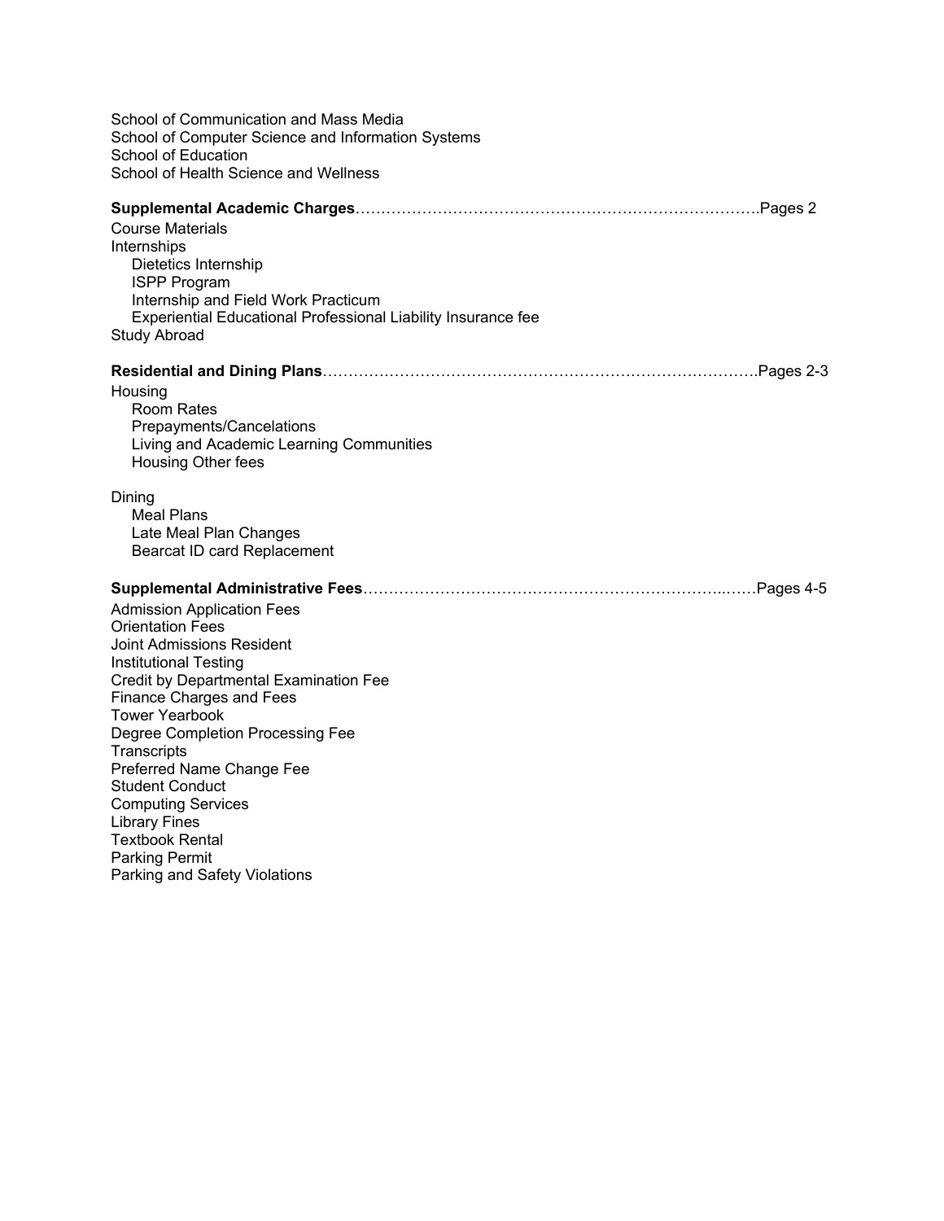School of Communication and Mass Media
School of Computer Science and Information Systems
School of Education
School of Health Science and Wellness

**Supplemental Academic Charges**……………………………………………………………………….Pages 2

Course Materials
Internships
- Dietetics Internship
- ISPP Program
- Internship and Field Work Practicum
- Experiential Educational Professional Liability Insurance fee

Study Abroad

**Residential and Dining Plans**………………………………………………………………………….Pages 2-3

Housing
- Room Rates
- Prepayments/Cancelations
- Living and Academic Learning Communities
- Housing Other fees

Dining
- Meal Plans
- Late Meal Plan Changes
- Bearcat ID card Replacement

**Supplemental Administrative Fees**…………………………………………………………..……Pages 4-5

Admission Application Fees
Orientation Fees
Joint Admissions Resident
Institutional Testing
Credit by Departmental Examination Fee
Finance Charges and Fees
Tower Yearbook
Degree Completion Processing Fee
Transcripts
Preferred Name Change Fee
Student Conduct
Computing Services
Library Fines
Textbook Rental
Parking Permit
Parking and Safety Violations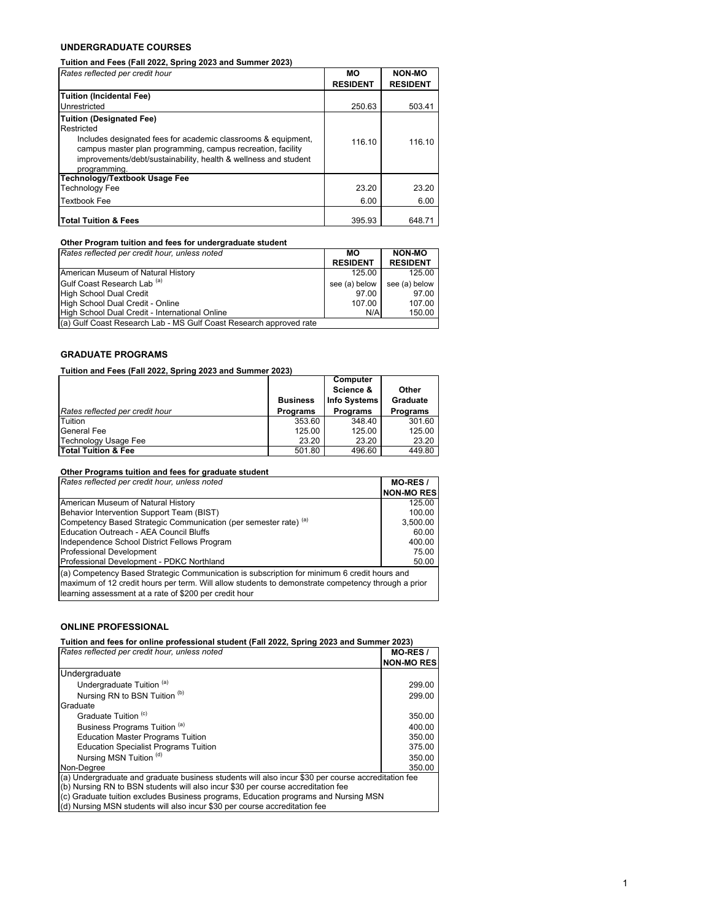## UNDERGRADUATE COURSES

**Tuition and Fees (Fall 2022, Spring 2023 and Summer 2023)**

| *Rates reflected per credit hour* | **MO RESIDENT** | **NON-MO RESIDENT** |
|---|---|---|
| **Tuition (Incidental Fee)** | | |
| Unrestricted | 250.63 | 503.41 |
| **Tuition (Designated Fee)** | | |
| Restricted | | |
| Includes designated fees for academic classrooms & equipment, campus master plan programming, campus recreation, facility improvements/debt/sustainability, health & wellness and student programming. | 116.10 | 116.10 |
| **Technology/Textbook Usage Fee** | | |
| Technology Fee | 23.20 | 23.20 |
| Textbook Fee | 6.00 | 6.00 |
| **Total Tuition & Fees** | 395.93 | 648.71 |

**Other Program tuition and fees for undergraduate student**

| *Rates reflected per credit hour, unless noted* | **MO RESIDENT** | **NON-MO RESIDENT** |
|---|---|---|
| American Museum of Natural History | 125.00 | 125.00 |
| Gulf Coast Research Lab [(a)] | see (a) below | see (a) below |
| High School Dual Credit | 97.00 | 97.00 |
| High School Dual Credit - Online | 107.00 | 107.00 |
| High School Dual Credit - International Online | N/A | 150.00 |
| (a) Gulf Coast Research Lab - MS Gulf Coast Research approved rate | | |

## GRADUATE PROGRAMS

**Tuition and Fees (Fall 2022, Spring 2023 and Summer 2023)**

| *Rates reflected per credit hour* | **Business Programs** | **Computer Science & Info Systems Programs** | **Other Graduate Programs** |
|---|---|---|---|
| Tuition | 353.60 | 348.40 | 301.60 |
| General Fee | 125.00 | 125.00 | 125.00 |
| Technology Usage Fee | 23.20 | 23.20 | 23.20 |
| **Total Tuition & Fee** | 501.80 | 496.60 | 449.80 |

**Other Programs tuition and fees for graduate student**

| *Rates reflected per credit hour, unless noted* | **MO-RES / NON-MO RES** |
|---|---|
| American Museum of Natural History | 125.00 |
| Behavior Intervention Support Team (BIST) | 100.00 |
| Competency Based Strategic Communication (per semester rate) [(a)] | 3,500.00 |
| Education Outreach - AEA Council Bluffs | 60.00 |
| Independence School District Fellows Program | 400.00 |
| Professional Development | 75.00 |
| Professional Development - PDKC Northland | 50.00 |
| (a) Competency Based Strategic Communication is subscription for minimum 6 credit hours and maximum of 12 credit hours per term. Will allow students to demonstrate competency through a prior learning assessment at a rate of $200 per credit hour | |

## ONLINE PROFESSIONAL

**Tuition and fees for online professional student (Fall 2022, Spring 2023 and Summer 2023)**

| *Rates reflected per credit hour, unless noted* | **MO-RES / NON-MO RES** |
|---|---|
| Undergraduate | |
| Undergraduate Tuition [(a)] | 299.00 |
| Nursing RN to BSN Tuition [(b)] | 299.00 |
| Graduate | |
| Graduate Tuition [(c)] | 350.00 |
| Business Programs Tuition [(a)] | 400.00 |
| Education Master Programs Tuition | 350.00 |
| Education Specialist Programs Tuition | 375.00 |
| Nursing MSN Tuition [(d)] | 350.00 |
| Non-Degree | 350.00 |

(a) Undergraduate and graduate business students will also incur $30 per course accreditation fee
(b) Nursing RN to BSN students will also incur $30 per course accreditation fee
(c) Graduate tuition excludes Business programs, Education programs and Nursing MSN
(d) Nursing MSN students will also incur $30 per course accreditation fee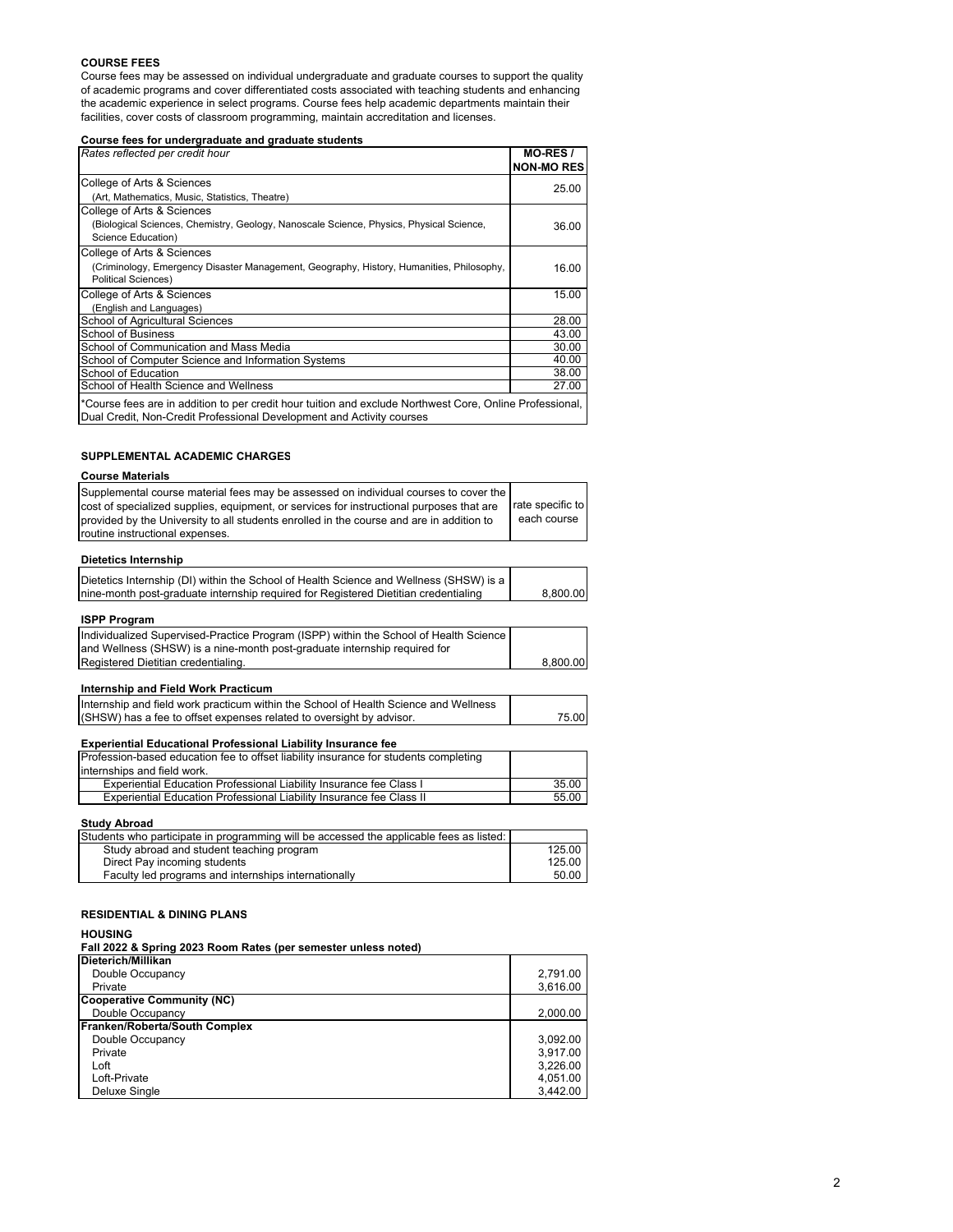## COURSE FEES

Course fees may be assessed on individual undergraduate and graduate courses to support the quality of academic programs and cover differentiated costs associated with teaching students and enhancing the academic experience in select programs. Course fees help academic departments maintain their facilities, cover costs of classroom programming, maintain accreditation and licenses.

### Course fees for undergraduate and graduate students

| *Rates reflected per credit hour* | **MO-RES / NON-MO RES** |
|---|---|
| College of Arts & Sciences (Art, Mathematics, Music, Statistics, Theatre) | 25.00 |
| College of Arts & Sciences (Biological Sciences, Chemistry, Geology, Nanoscale Science, Physics, Physical Science, Science Education) | 36.00 |
| College of Arts & Sciences (Criminology, Emergency Disaster Management, Geography, History, Humanities, Philosophy, Political Sciences) | 16.00 |
| College of Arts & Sciences (English and Languages) | 15.00 |
| School of Agricultural Sciences | 28.00 |
| School of Business | 43.00 |
| School of Communication and Mass Media | 30.00 |
| School of Computer Science and Information Systems | 40.00 |
| School of Education | 38.00 |
| School of Health Science and Wellness | 27.00 |
| *Course fees are in addition to per credit hour tuition and exclude Northwest Core, Online Professional, Dual Credit, Non-Credit Professional Development and Activity courses | |

## SUPPLEMENTAL ACADEMIC CHARGES

### Course Materials

| | |
|---|---|
| Supplemental course material fees may be assessed on individual courses to cover the cost of specialized supplies, equipment, or services for instructional purposes that are provided by the University to all students enrolled in the course and are in addition to routine instructional expenses. | rate specific to each course |

### Dietetics Internship

| | |
|---|---|
| Dietetics Internship (DI) within the School of Health Science and Wellness (SHSW) is a nine-month post-graduate internship required for Registered Dietitian credentialing | 8,800.00 |

### ISPP Program

| | |
|---|---|
| Individualized Supervised-Practice Program (ISPP) within the School of Health Science and Wellness (SHSW) is a nine-month post-graduate internship required for Registered Dietitian credentialing. | 8,800.00 |

### Internship and Field Work Practicum

| | |
|---|---|
| Internship and field work practicum within the School of Health Science and Wellness (SHSW) has a fee to offset expenses related to oversight by advisor. | 75.00 |

### Experiential Educational Professional Liability Insurance fee

| | |
|---|---|
| Profession-based education fee to offset liability insurance for students completing internships and field work. | |
| Experiential Education Professional Liability Insurance fee Class I | 35.00 |
| Experiential Education Professional Liability Insurance fee Class II | 55.00 |

### Study Abroad

| | |
|---|---|
| Students who participate in programming will be accessed the applicable fees as listed: | |
| Study abroad and student teaching program | 125.00 |
| Direct Pay incoming students | 125.00 |
| Faculty led programs and internships internationally | 50.00 |

## RESIDENTIAL & DINING PLANS

### HOUSING

**Fall 2022 & Spring 2023 Room Rates (per semester unless noted)**

| | |
|---|---|
| **Dieterich/Millikan** | |
| Double Occupancy | 2,791.00 |
| Private | 3,616.00 |
| **Cooperative Community (NC)** | |
| Double Occupancy | 2,000.00 |
| **Franken/Roberta/South Complex** | |
| Double Occupancy | 3,092.00 |
| Private | 3,917.00 |
| Loft | 3,226.00 |
| Loft-Private | 4,051.00 |
| Deluxe Single | 3,442.00 |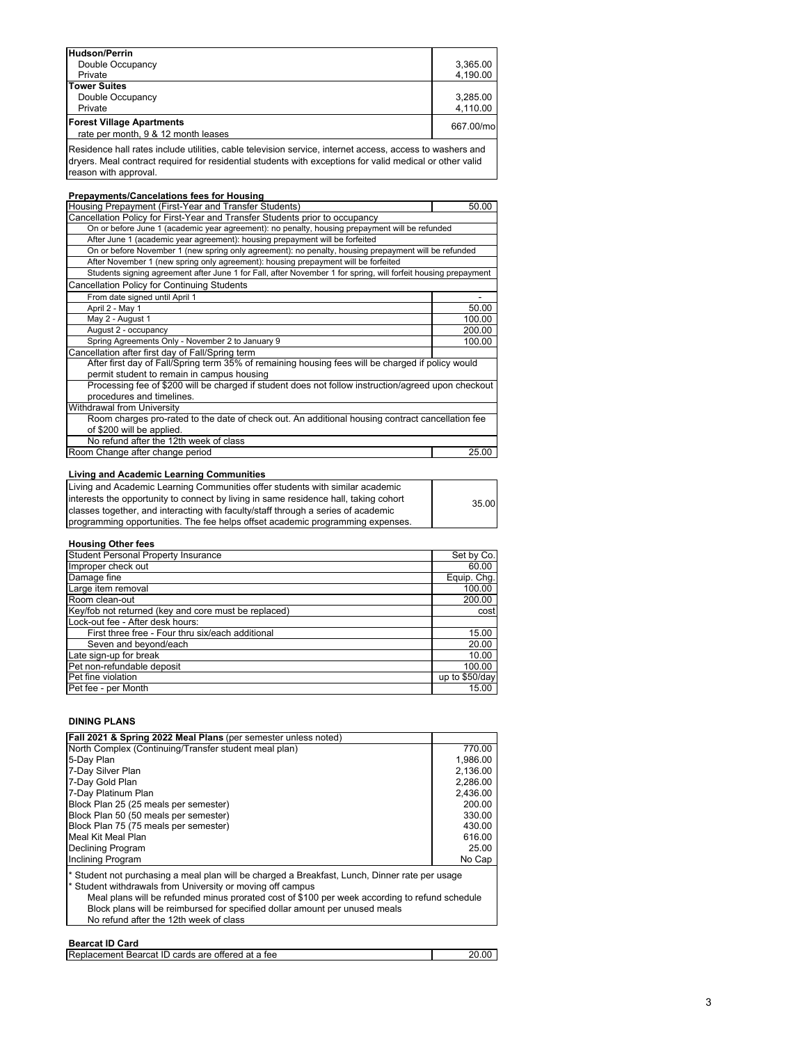| Hudson/Perrin | |
|---|---|
| Double Occupancy | 3,365.00 |
| Private | 4,190.00 |
| **Tower Suites** | |
| Double Occupancy | 3,285.00 |
| Private | 4,110.00 |
| **Forest Village Apartments** rate per month, 9 & 12 month leases | 667.00/mo |

Residence hall rates include utilities, cable television service, internet access, access to washers and dryers. Meal contract required for residential students with exceptions for valid medical or other valid reason with approval.

**Prepayments/Cancelations fees for Housing**

| Housing Prepayment (First-Year and Transfer Students) | 50.00 |
|---|---|
| Cancellation Policy for First-Year and Transfer Students prior to occupancy | |
| On or before June 1 (academic year agreement): no penalty, housing prepayment will be refunded | |
| After June 1 (academic year agreement): housing prepayment will be forfeited | |
| On or before November 1 (new spring only agreement): no penalty, housing prepayment will be refunded | |
| After November 1 (new spring only agreement): housing prepayment will be forfeited | |
| Students signing agreement after June 1 for Fall, after November 1 for spring, will forfeit housing prepayment | |
| Cancellation Policy for Continuing Students | |
| From date signed until April 1 | - |
| April 2 - May 1 | 50.00 |
| May 2 - August 1 | 100.00 |
| August 2 - occupancy | 200.00 |
| Spring Agreements Only - November 2 to January 9 | 100.00 |
| Cancellation after first day of Fall/Spring term | |
| After first day of Fall/Spring term 35% of remaining housing fees will be charged if policy would permit student to remain in campus housing | |
| Processing fee of $200 will be charged if student does not follow instruction/agreed upon checkout procedures and timelines. | |
| Withdrawal from University | |
| Room charges pro-rated to the date of check out. An additional housing contract cancellation fee of $200 will be applied. | |
| No refund after the 12th week of class | |
| Room Change after change period | 25.00 |

**Living and Academic Learning Communities**

| Living and Academic Learning Communities offer students with similar academic interests the opportunity to connect by living in same residence hall, taking cohort classes together, and interacting with faculty/staff through a series of academic programming opportunities. The fee helps offset academic programming expenses. | 35.00 |
|---|---|

**Housing Other fees**

| Student Personal Property Insurance | Set by Co. |
|---|---|
| Improper check out | 60.00 |
| Damage fine | Equip. Chg. |
| Large item removal | 100.00 |
| Room clean-out | 200.00 |
| Key/fob not returned (key and core must be replaced) | cost |
| Lock-out fee - After desk hours: | |
| First three free - Four thru six/each additional | 15.00 |
| Seven and beyond/each | 20.00 |
| Late sign-up for break | 10.00 |
| Pet non-refundable deposit | 100.00 |
| Pet fine violation | up to $50/day |
| Pet fee - per Month | 15.00 |

**DINING PLANS**

| Fall 2021 & Spring 2022 Meal Plans (per semester unless noted) | |
|---|---|
| North Complex (Continuing/Transfer student meal plan) | 770.00 |
| 5-Day Plan | 1,986.00 |
| 7-Day Silver Plan | 2,136.00 |
| 7-Day Gold Plan | 2,286.00 |
| 7-Day Platinum Plan | 2,436.00 |
| Block Plan 25 (25 meals per semester) | 200.00 |
| Block Plan 50 (50 meals per semester) | 330.00 |
| Block Plan 75 (75 meals per semester) | 430.00 |
| Meal Kit Meal Plan | 616.00 |
| Declining Program | 25.00 |
| Inclining Program | No Cap |

* Student not purchasing a meal plan will be charged a Breakfast, Lunch, Dinner rate per usage
* Student withdrawals from University or moving off campus
  Meal plans will be refunded minus prorated cost of $100 per week according to refund schedule
  Block plans will be reimbursed for specified dollar amount per unused meals
  No refund after the 12th week of class

**Bearcat ID Card**

| Replacement Bearcat ID cards are offered at a fee | 20.00 |
|---|---|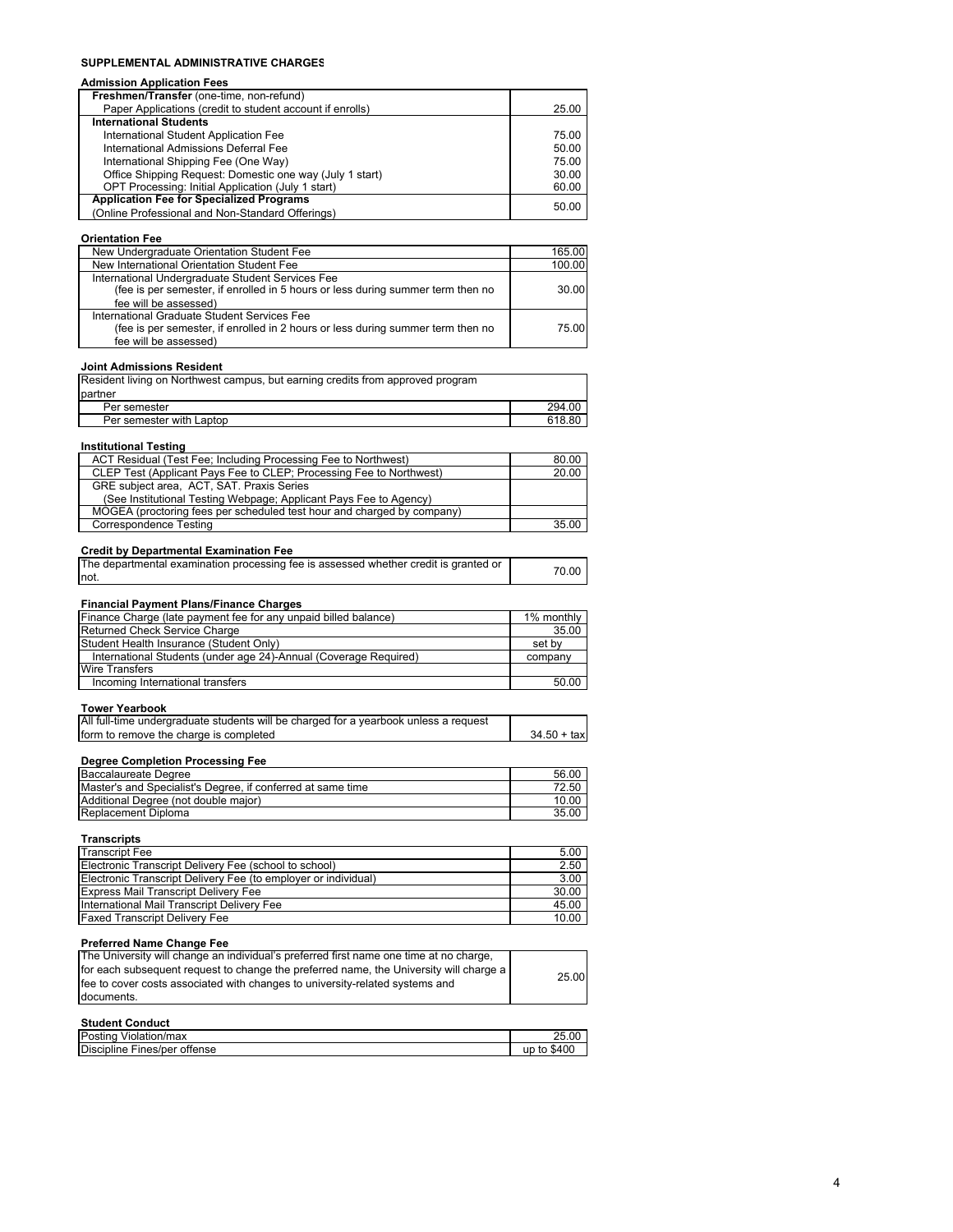## SUPPLEMENTAL ADMINISTRATIVE CHARGES

### Admission Application Fees

| Description | Amount |
|---|---|
| **Freshmen/Transfer** (one-time, non-refund) | |
| Paper Applications (credit to student account if enrolls) | 25.00 |
| **International Students** | |
| International Student Application Fee | 75.00 |
| International Admissions Deferral Fee | 50.00 |
| International Shipping Fee (One Way) | 75.00 |
| Office Shipping Request: Domestic one way (July 1 start) | 30.00 |
| OPT Processing: Initial Application (July 1 start) | 60.00 |
| **Application Fee for Specialized Programs** (Online Professional and Non-Standard Offerings) | 50.00 |

### Orientation Fee

| Description | Amount |
|---|---|
| New Undergraduate Orientation Student Fee | 165.00 |
| New International Orientation Student Fee | 100.00 |
| International Undergraduate Student Services Fee (fee is per semester, if enrolled in 5 hours or less during summer term then no fee will be assessed) | 30.00 |
| International Graduate Student Services Fee (fee is per semester, if enrolled in 2 hours or less during summer term then no fee will be assessed) | 75.00 |

### Joint Admissions Resident

| Description | Amount |
|---|---|
| Resident living on Northwest campus, but earning credits from approved program partner | |
| Per semester | 294.00 |
| Per semester with Laptop | 618.80 |

### Institutional Testing

| Description | Amount |
|---|---|
| ACT Residual (Test Fee; Including Processing Fee to Northwest) | 80.00 |
| CLEP Test (Applicant Pays Fee to CLEP; Processing Fee to Northwest) | 20.00 |
| GRE subject area, ACT, SAT. Praxis Series (See Institutional Testing Webpage; Applicant Pays Fee to Agency) | |
| MOGEA (proctoring fees per scheduled test hour and charged by company) | |
| Correspondence Testing | 35.00 |

### Credit by Departmental Examination Fee

| Description | Amount |
|---|---|
| The departmental examination processing fee is assessed whether credit is granted or not. | 70.00 |

### Financial Payment Plans/Finance Charges

| Description | Amount |
|---|---|
| Finance Charge (late payment fee for any unpaid billed balance) | 1% monthly |
| Returned Check Service Charge | 35.00 |
| Student Health Insurance (Student Only) | set by |
| International Students (under age 24)-Annual (Coverage Required) | company |
| Wire Transfers | |
| Incoming International transfers | 50.00 |

### Tower Yearbook

| Description | Amount |
|---|---|
| All full-time undergraduate students will be charged for a yearbook unless a request form to remove the charge is completed | 34.50 + tax |

### Degree Completion Processing Fee

| Description | Amount |
|---|---|
| Baccalaureate Degree | 56.00 |
| Master's and Specialist's Degree, if conferred at same time | 72.50 |
| Additional Degree (not double major) | 10.00 |
| Replacement Diploma | 35.00 |

### Transcripts

| Description | Amount |
|---|---|
| Transcript Fee | 5.00 |
| Electronic Transcript Delivery Fee (school to school) | 2.50 |
| Electronic Transcript Delivery Fee (to employer or individual) | 3.00 |
| Express Mail Transcript Delivery Fee | 30.00 |
| International Mail Transcript Delivery Fee | 45.00 |
| Faxed Transcript Delivery Fee | 10.00 |

### Preferred Name Change Fee

| Description | Amount |
|---|---|
| The University will change an individual's preferred first name one time at no charge, for each subsequent request to change the preferred name, the University will charge a fee to cover costs associated with changes to university-related systems and documents. | 25.00 |

### Student Conduct

| Description | Amount |
|---|---|
| Posting Violation/max | 25.00 |
| Discipline Fines/per offense | up to $400 |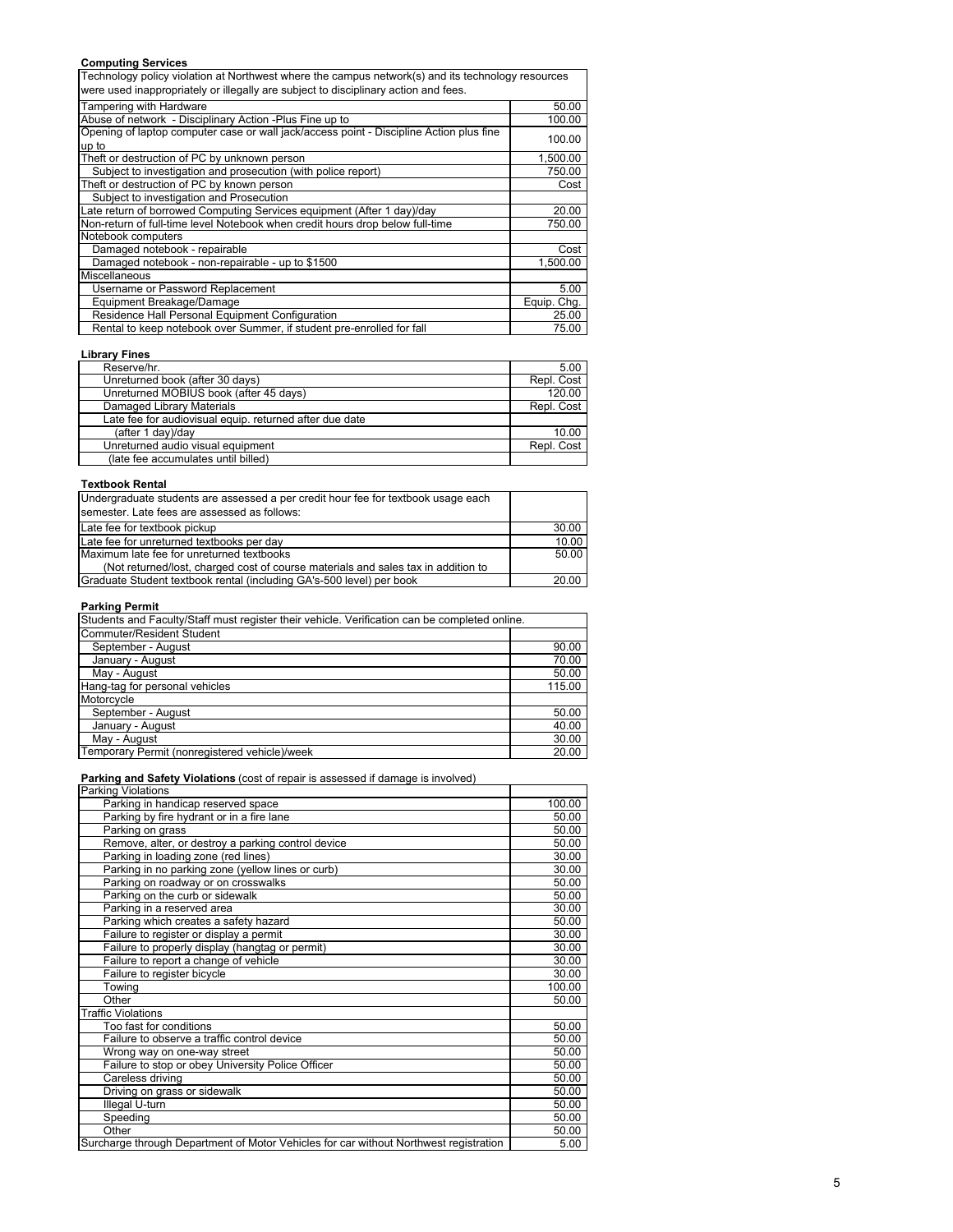**Computing Services**

| | |
|---|---|
| Technology policy violation at Northwest where the campus network(s) and its technology resources were used inappropriately or illegally are subject to disciplinary action and fees. | |
| Tampering with Hardware | 50.00 |
| Abuse of network - Disciplinary Action -Plus Fine up to | 100.00 |
| Opening of laptop computer case or wall jack/access point - Discipline Action plus fine up to | 100.00 |
| Theft or destruction of PC by unknown person | 1,500.00 |
| Subject to investigation and prosecution (with police report) | 750.00 |
| Theft or destruction of PC by known person | Cost |
| Subject to investigation and Prosecution | |
| Late return of borrowed Computing Services equipment (After 1 day)/day | 20.00 |
| Non-return of full-time level Notebook when credit hours drop below full-time | 750.00 |
| Notebook computers | |
| Damaged notebook - repairable | Cost |
| Damaged notebook - non-repairable - up to $1500 | 1,500.00 |
| Miscellaneous | |
| Username or Password Replacement | 5.00 |
| Equipment Breakage/Damage | Equip. Chg. |
| Residence Hall Personal Equipment Configuration | 25.00 |
| Rental to keep notebook over Summer, if student pre-enrolled for fall | 75.00 |

**Library Fines**

| | |
|---|---|
| Reserve/hr. | 5.00 |
| Unreturned book (after 30 days) | Repl. Cost |
| Unreturned MOBIUS book (after 45 days) | 120.00 |
| Damaged Library Materials | Repl. Cost |
| Late fee for audiovisual equip. returned after due date | |
| (after 1 day)/day | 10.00 |
| Unreturned audio visual equipment | Repl. Cost |
| (late fee accumulates until billed) | |

**Textbook Rental**

| | |
|---|---|
| Undergraduate students are assessed a per credit hour fee for textbook usage each semester. Late fees are assessed as follows: | |
| Late fee for textbook pickup | 30.00 |
| Late fee for unreturned textbooks per day | 10.00 |
| Maximum late fee for unreturned textbooks | 50.00 |
| (Not returned/lost, charged cost of course materials and sales tax in addition to | |
| Graduate Student textbook rental (including GA's-500 level) per book | 20.00 |

**Parking Permit**

| | |
|---|---|
| Students and Faculty/Staff must register their vehicle. Verification can be completed online. | |
| Commuter/Resident Student | |
| September - August | 90.00 |
| January - August | 70.00 |
| May - August | 50.00 |
| Hang-tag for personal vehicles | 115.00 |
| Motorcycle | |
| September - August | 50.00 |
| January - August | 40.00 |
| May - August | 30.00 |
| Temporary Permit (nonregistered vehicle)/week | 20.00 |

**Parking and Safety Violations** (cost of repair is assessed if damage is involved)

| | |
|---|---|
| Parking Violations | |
| Parking in handicap reserved space | 100.00 |
| Parking by fire hydrant or in a fire lane | 50.00 |
| Parking on grass | 50.00 |
| Remove, alter, or destroy a parking control device | 50.00 |
| Parking in loading zone (red lines) | 30.00 |
| Parking in no parking zone (yellow lines or curb) | 30.00 |
| Parking on roadway or on crosswalks | 50.00 |
| Parking on the curb or sidewalk | 50.00 |
| Parking in a reserved area | 30.00 |
| Parking which creates a safety hazard | 50.00 |
| Failure to register or display a permit | 30.00 |
| Failure to properly display (hangtag or permit) | 30.00 |
| Failure to report a change of vehicle | 30.00 |
| Failure to register bicycle | 30.00 |
| Towing | 100.00 |
| Other | 50.00 |
| Traffic Violations | |
| Too fast for conditions | 50.00 |
| Failure to observe a traffic control device | 50.00 |
| Wrong way on one-way street | 50.00 |
| Failure to stop or obey University Police Officer | 50.00 |
| Careless driving | 50.00 |
| Driving on grass or sidewalk | 50.00 |
| Illegal U-turn | 50.00 |
| Speeding | 50.00 |
| Other | 50.00 |
| Surcharge through Department of Motor Vehicles for car without Northwest registration | 5.00 |